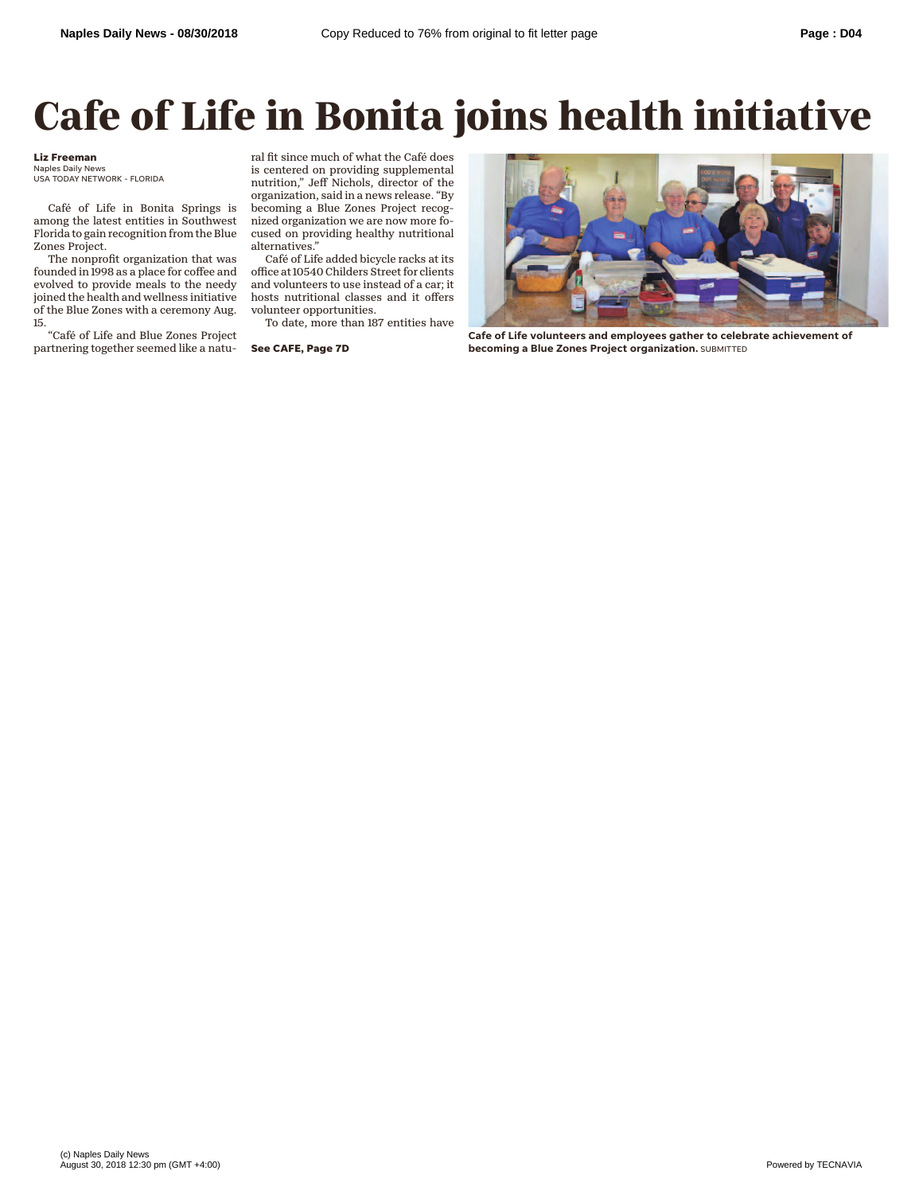# Cafe of Life in Bonita joins health initiative

**Liz Freeman**
Naples Daily News
USA TODAY NETWORK - FLORIDA

Café of Life in Bonita Springs is among the latest entities in Southwest Florida to gain recognition from the Blue Zones Project.

The nonprofit organization that was founded in 1998 as a place for coffee and evolved to provide meals to the needy joined the health and wellness initiative of the Blue Zones with a ceremony Aug. 15.

"Café of Life and Blue Zones Project partnering together seemed like a natural fit since much of what the Café does is centered on providing supplemental nutrition," Jeff Nichols, director of the organization, said in a news release. "By becoming a Blue Zones Project recognized organization we are now more focused on providing healthy nutritional alternatives."

Café of Life added bicycle racks at its office at 10540 Childers Street for clients and volunteers to use instead of a car; it hosts nutritional classes and it offers volunteer opportunities.

To date, more than 187 entities have

**See CAFE, Page 7D**

**Cafe of Life volunteers and employees gather to celebrate achievement of becoming a Blue Zones Project organization.** SUBMITTED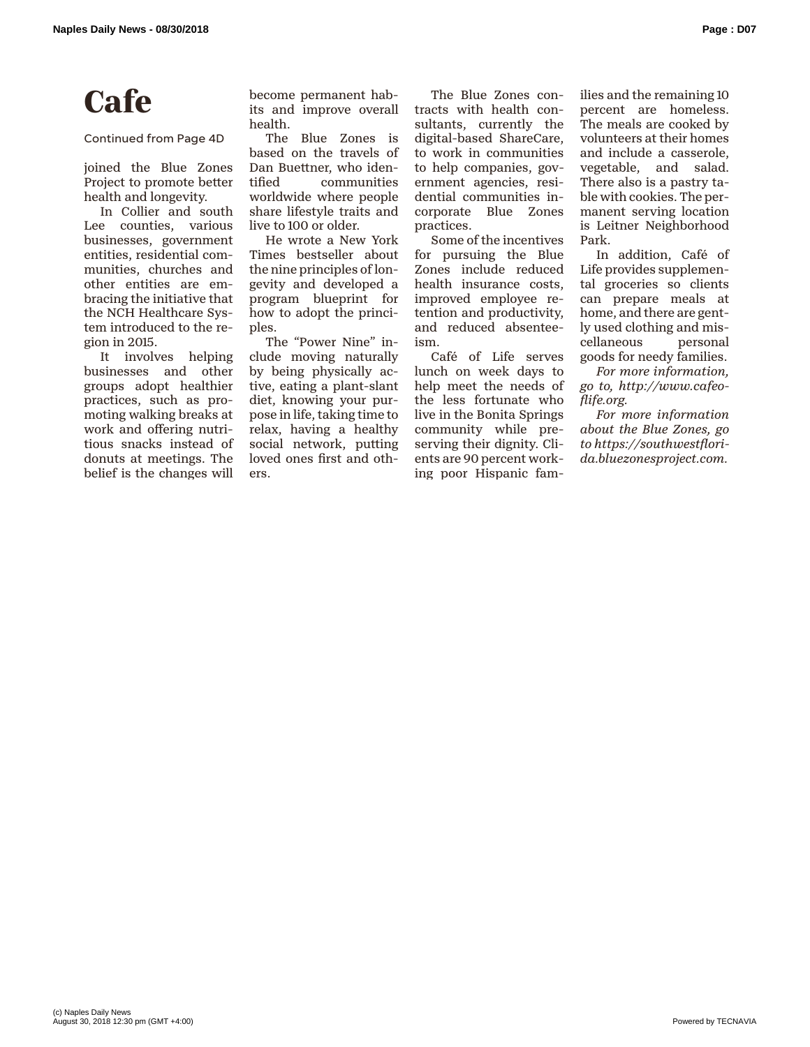# Cafe

Continued from Page 4D

joined the Blue Zones Project to promote better health and longevity.

In Collier and south Lee counties, various businesses, government entities, residential communities, churches and other entities are embracing the initiative that the NCH Healthcare System introduced to the region in 2015.

It involves helping businesses and other groups adopt healthier practices, such as promoting walking breaks at work and offering nutritious snacks instead of donuts at meetings. The belief is the changes will become permanent habits and improve overall health.

The Blue Zones is based on the travels of Dan Buettner, who identified communities worldwide where people share lifestyle traits and live to 100 or older.

He wrote a New York Times bestseller about the nine principles of longevity and developed a program blueprint for how to adopt the principles.

The "Power Nine" include moving naturally by being physically active, eating a plant-slant diet, knowing your purpose in life, taking time to relax, having a healthy social network, putting loved ones first and others.

The Blue Zones contracts with health consultants, currently the digital-based ShareCare, to work in communities to help companies, government agencies, residential communities incorporate Blue Zones practices.

Some of the incentives for pursuing the Blue Zones include reduced health insurance costs, improved employee retention and productivity, and reduced absenteeism.

Café of Life serves lunch on week days to help meet the needs of the less fortunate who live in the Bonita Springs community while preserving their dignity. Clients are 90 percent working poor Hispanic families and the remaining 10 percent are homeless. The meals are cooked by volunteers at their homes and include a casserole, vegetable, and salad. There also is a pastry table with cookies. The permanent serving location is Leitner Neighborhood Park.

In addition, Café of Life provides supplemental groceries so clients can prepare meals at home, and there are gently used clothing and miscellaneous personal goods for needy families.

*For more information, go to, http://www.cafeoflife.org.*

*For more information about the Blue Zones, go to https://southwestflorida.bluezonesproject.com.*